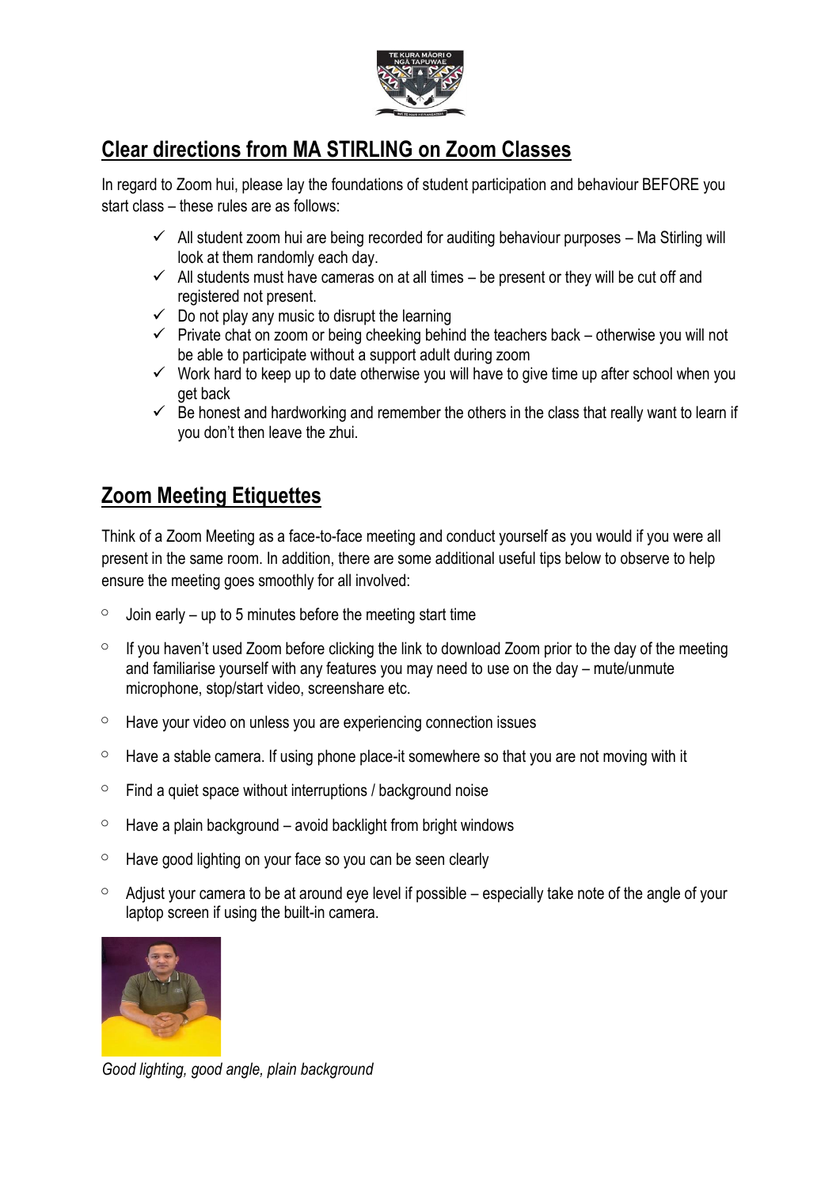## Clear directions from MA STIRLING on Zoom Classes

In regard to Zoom hui, please lay the foundations of student participation and behaviour BEFORE you start class – these rules are as follows:

- ✓ All student zoom hui are being recorded for auditing behaviour purposes – Ma Stirling will look at them randomly each day.
- ✓ All students must have cameras on at all times – be present or they will be cut off and registered not present.
- ✓ Do not play any music to disrupt the learning
- ✓ Private chat on zoom or being cheeking behind the teachers back – otherwise you will not be able to participate without a support adult during zoom
- ✓ Work hard to keep up to date otherwise you will have to give time up after school when you get back
- ✓ Be honest and hardworking and remember the others in the class that really want to learn if you don't then leave the zhui.

## Zoom Meeting Etiquettes

Think of a Zoom Meeting as a face-to-face meeting and conduct yourself as you would if you were all present in the same room. In addition, there are some additional useful tips below to observe to help ensure the meeting goes smoothly for all involved:

- Join early – up to 5 minutes before the meeting start time
- If you haven't used Zoom before clicking the link to download Zoom prior to the day of the meeting and familiarise yourself with any features you may need to use on the day – mute/unmute microphone, stop/start video, screenshare etc.
- Have your video on unless you are experiencing connection issues
- Have a stable camera. If using phone place-it somewhere so that you are not moving with it
- Find a quiet space without interruptions / background noise
- Have a plain background – avoid backlight from bright windows
- Have good lighting on your face so you can be seen clearly
- Adjust your camera to be at around eye level if possible – especially take note of the angle of your laptop screen if using the built-in camera.

*Good lighting, good angle, plain background*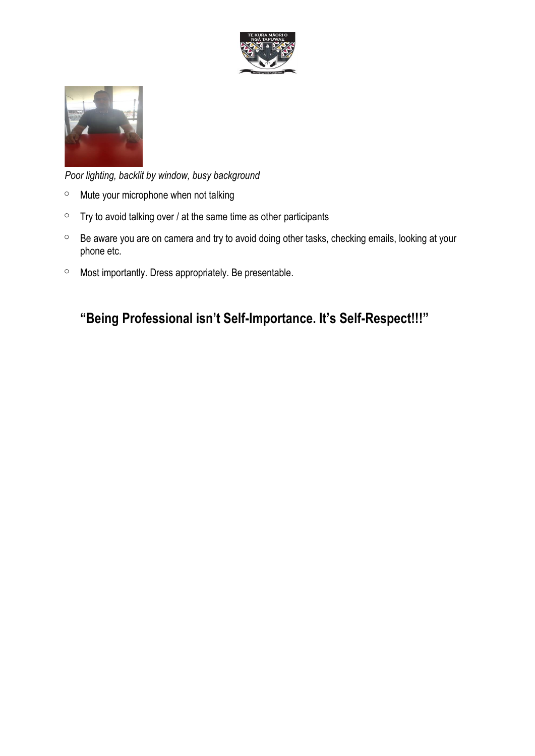*Poor lighting, backlit by window, busy background*

- Mute your microphone when not talking
- Try to avoid talking over / at the same time as other participants
- Be aware you are on camera and try to avoid doing other tasks, checking emails, looking at your phone etc.
- Most importantly. Dress appropriately. Be presentable.

**"Being Professional isn't Self-Importance. It's Self-Respect!!!"**